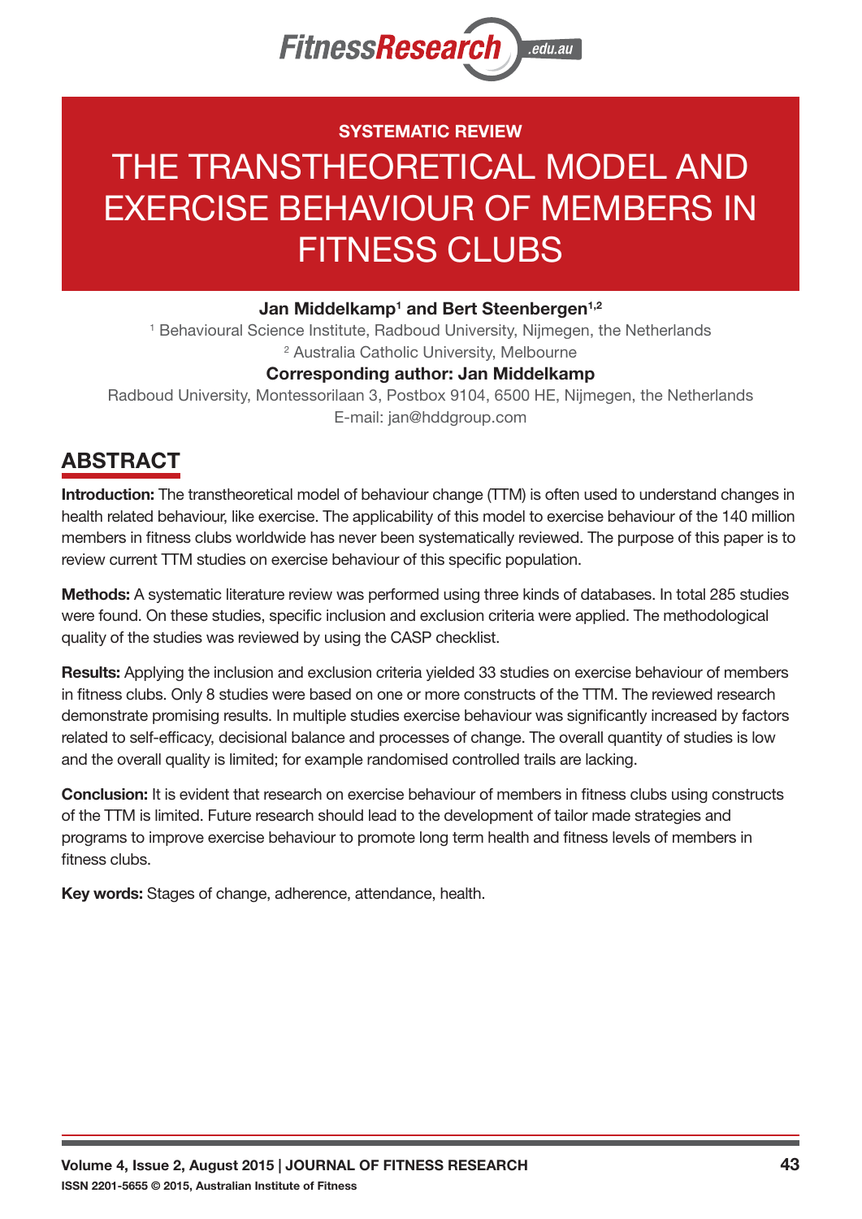SYSTEMATIC REVIEW

# THE TRANSTHEORETICAL MODEL AND EXERCISE BEHAVIOUR OF MEMBERS IN FITNESS CLUBS

**Jan Middelkamp[1] and Bert Steenbergen[1,2]**

[1] Behavioural Science Institute, Radboud University, Nijmegen, the Netherlands

[2] Australia Catholic University, Melbourne

**Corresponding author: Jan Middelkamp**

Radboud University, Montessorilaan 3, Postbox 9104, 6500 HE, Nijmegen, the Netherlands

E-mail: jan@hddgroup.com

## ABSTRACT

**Introduction:** The transtheoretical model of behaviour change (TTM) is often used to understand changes in health related behaviour, like exercise. The applicability of this model to exercise behaviour of the 140 million members in fitness clubs worldwide has never been systematically reviewed. The purpose of this paper is to review current TTM studies on exercise behaviour of this specific population.

**Methods:** A systematic literature review was performed using three kinds of databases. In total 285 studies were found. On these studies, specific inclusion and exclusion criteria were applied. The methodological quality of the studies was reviewed by using the CASP checklist.

**Results:** Applying the inclusion and exclusion criteria yielded 33 studies on exercise behaviour of members in fitness clubs. Only 8 studies were based on one or more constructs of the TTM. The reviewed research demonstrate promising results. In multiple studies exercise behaviour was significantly increased by factors related to self-efficacy, decisional balance and processes of change. The overall quantity of studies is low and the overall quality is limited; for example randomised controlled trails are lacking.

**Conclusion:** It is evident that research on exercise behaviour of members in fitness clubs using constructs of the TTM is limited. Future research should lead to the development of tailor made strategies and programs to improve exercise behaviour to promote long term health and fitness levels of members in fitness clubs.

**Key words:** Stages of change, adherence, attendance, health.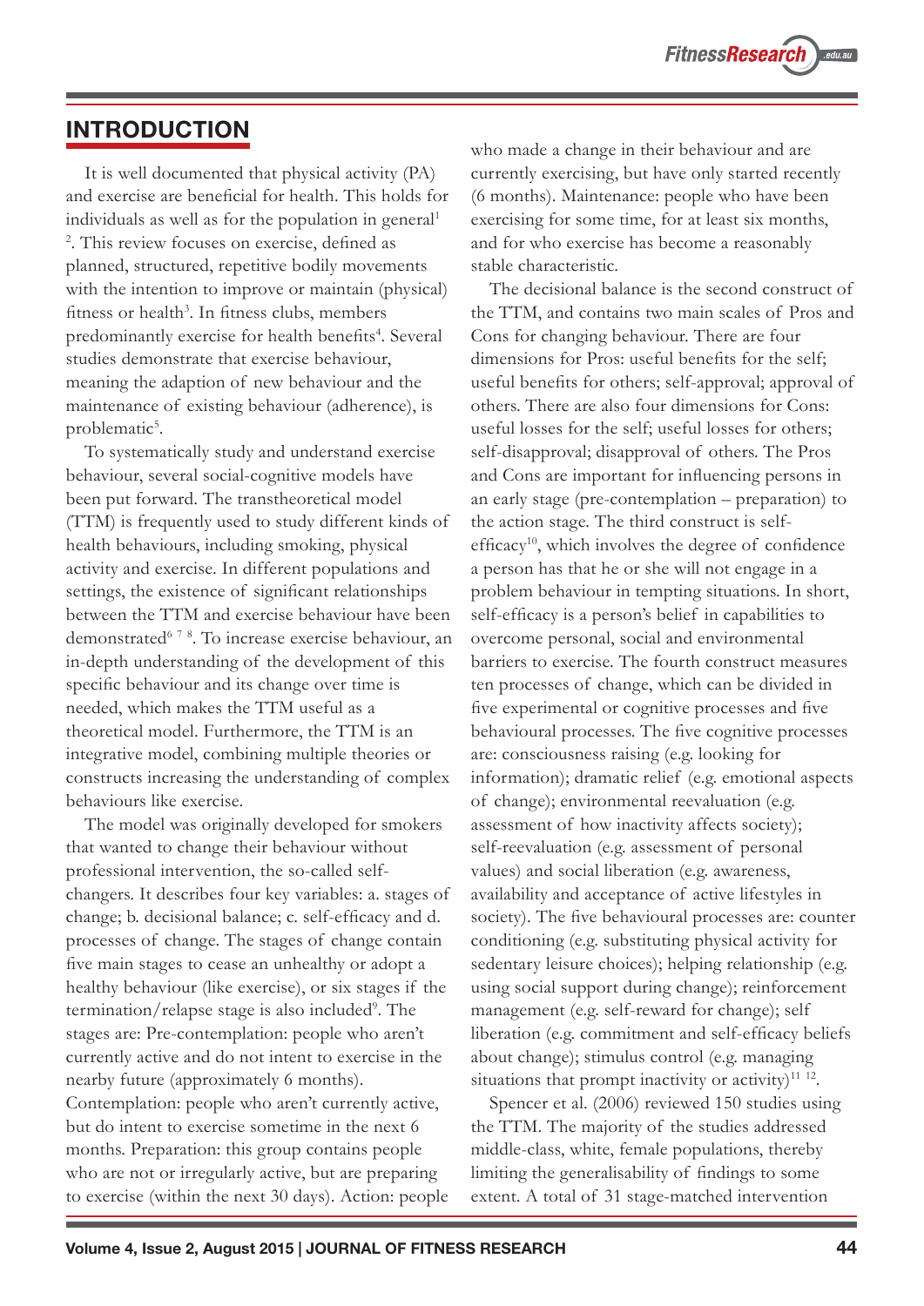## INTRODUCTION

It is well documented that physical activity (PA) and exercise are beneficial for health. This holds for individuals as well as for the population in general[1,2]. This review focuses on exercise, defined as planned, structured, repetitive bodily movements with the intention to improve or maintain (physical) fitness or health[3]. In fitness clubs, members predominantly exercise for health benefits[4]. Several studies demonstrate that exercise behaviour, meaning the adaption of new behaviour and the maintenance of existing behaviour (adherence), is problematic[5].

To systematically study and understand exercise behaviour, several social-cognitive models have been put forward. The transtheoretical model (TTM) is frequently used to study different kinds of health behaviours, including smoking, physical activity and exercise. In different populations and settings, the existence of significant relationships between the TTM and exercise behaviour have been demonstrated[6,7,8]. To increase exercise behaviour, an in-depth understanding of the development of this specific behaviour and its change over time is needed, which makes the TTM useful as a theoretical model. Furthermore, the TTM is an integrative model, combining multiple theories or constructs increasing the understanding of complex behaviours like exercise.

The model was originally developed for smokers that wanted to change their behaviour without professional intervention, the so-called self-changers. It describes four key variables: a. stages of change; b. decisional balance; c. self-efficacy and d. processes of change. The stages of change contain five main stages to cease an unhealthy or adopt a healthy behaviour (like exercise), or six stages if the termination/relapse stage is also included[9]. The stages are: Pre-contemplation: people who aren't currently active and do not intent to exercise in the nearby future (approximately 6 months). Contemplation: people who aren't currently active, but do intent to exercise sometime in the next 6 months. Preparation: this group contains people who are not or irregularly active, but are preparing to exercise (within the next 30 days). Action: people who made a change in their behaviour and are currently exercising, but have only started recently (6 months). Maintenance: people who have been exercising for some time, for at least six months, and for who exercise has become a reasonably stable characteristic.

The decisional balance is the second construct of the TTM, and contains two main scales of Pros and Cons for changing behaviour. There are four dimensions for Pros: useful benefits for the self; useful benefits for others; self-approval; approval of others. There are also four dimensions for Cons: useful losses for the self; useful losses for others; self-disapproval; disapproval of others. The Pros and Cons are important for influencing persons in an early stage (pre-contemplation – preparation) to the action stage. The third construct is self-efficacy[10], which involves the degree of confidence a person has that he or she will not engage in a problem behaviour in tempting situations. In short, self-efficacy is a person's belief in capabilities to overcome personal, social and environmental barriers to exercise. The fourth construct measures ten processes of change, which can be divided in five experimental or cognitive processes and five behavioural processes. The five cognitive processes are: consciousness raising (e.g. looking for information); dramatic relief (e.g. emotional aspects of change); environmental reevaluation (e.g. assessment of how inactivity affects society); self-reevaluation (e.g. assessment of personal values) and social liberation (e.g. awareness, availability and acceptance of active lifestyles in society). The five behavioural processes are: counter conditioning (e.g. substituting physical activity for sedentary leisure choices); helping relationship (e.g. using social support during change); reinforcement management (e.g. self-reward for change); self liberation (e.g. commitment and self-efficacy beliefs about change); stimulus control (e.g. managing situations that prompt inactivity or activity)[11,12].

Spencer et al. (2006) reviewed 150 studies using the TTM. The majority of the studies addressed middle-class, white, female populations, thereby limiting the generalisability of findings to some extent. A total of 31 stage-matched intervention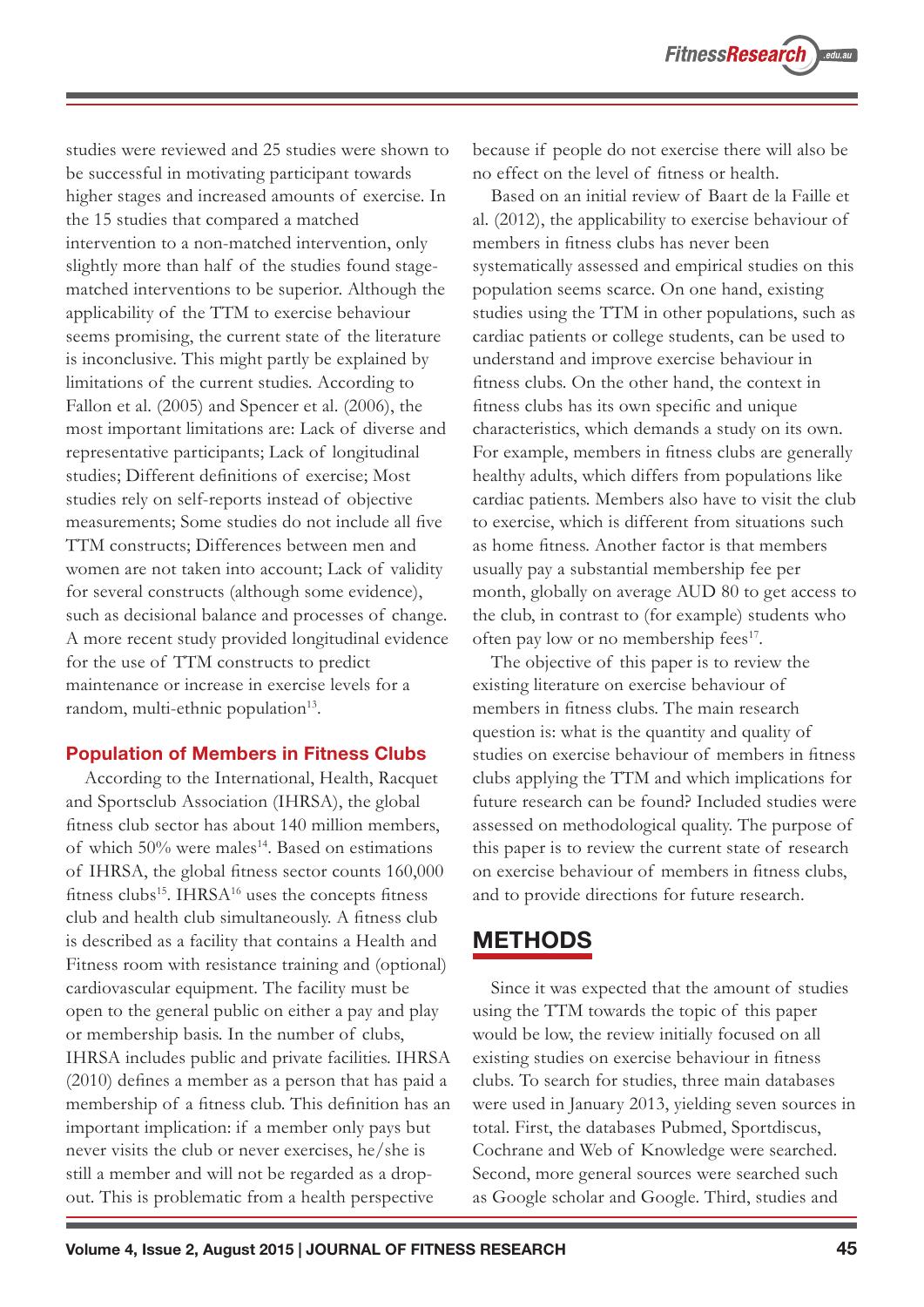studies were reviewed and 25 studies were shown to be successful in motivating participant towards higher stages and increased amounts of exercise. In the 15 studies that compared a matched intervention to a non-matched intervention, only slightly more than half of the studies found stage-matched interventions to be superior. Although the applicability of the TTM to exercise behaviour seems promising, the current state of the literature is inconclusive. This might partly be explained by limitations of the current studies. According to Fallon et al. (2005) and Spencer et al. (2006), the most important limitations are: Lack of diverse and representative participants; Lack of longitudinal studies; Different definitions of exercise; Most studies rely on self-reports instead of objective measurements; Some studies do not include all five TTM constructs; Differences between men and women are not taken into account; Lack of validity for several constructs (although some evidence), such as decisional balance and processes of change. A more recent study provided longitudinal evidence for the use of TTM constructs to predict maintenance or increase in exercise levels for a random, multi-ethnic population[13].

### Population of Members in Fitness Clubs

According to the International, Health, Racquet and Sportsclub Association (IHRSA), the global fitness club sector has about 140 million members, of which 50% were males[14]. Based on estimations of IHRSA, the global fitness sector counts 160,000 fitness clubs[15]. IHRSA[16] uses the concepts fitness club and health club simultaneously. A fitness club is described as a facility that contains a Health and Fitness room with resistance training and (optional) cardiovascular equipment. The facility must be open to the general public on either a pay and play or membership basis. In the number of clubs, IHRSA includes public and private facilities. IHRSA (2010) defines a member as a person that has paid a membership of a fitness club. This definition has an important implication: if a member only pays but never visits the club or never exercises, he/she is still a member and will not be regarded as a drop-out. This is problematic from a health perspective because if people do not exercise there will also be no effect on the level of fitness or health.

Based on an initial review of Baart de la Faille et al. (2012), the applicability to exercise behaviour of members in fitness clubs has never been systematically assessed and empirical studies on this population seems scarce. On one hand, existing studies using the TTM in other populations, such as cardiac patients or college students, can be used to understand and improve exercise behaviour in fitness clubs. On the other hand, the context in fitness clubs has its own specific and unique characteristics, which demands a study on its own. For example, members in fitness clubs are generally healthy adults, which differs from populations like cardiac patients. Members also have to visit the club to exercise, which is different from situations such as home fitness. Another factor is that members usually pay a substantial membership fee per month, globally on average AUD 80 to get access to the club, in contrast to (for example) students who often pay low or no membership fees[17].

The objective of this paper is to review the existing literature on exercise behaviour of members in fitness clubs. The main research question is: what is the quantity and quality of studies on exercise behaviour of members in fitness clubs applying the TTM and which implications for future research can be found? Included studies were assessed on methodological quality. The purpose of this paper is to review the current state of research on exercise behaviour of members in fitness clubs, and to provide directions for future research.

## METHODS

Since it was expected that the amount of studies using the TTM towards the topic of this paper would be low, the review initially focused on all existing studies on exercise behaviour in fitness clubs. To search for studies, three main databases were used in January 2013, yielding seven sources in total. First, the databases Pubmed, Sportdiscus, Cochrane and Web of Knowledge were searched. Second, more general sources were searched such as Google scholar and Google. Third, studies and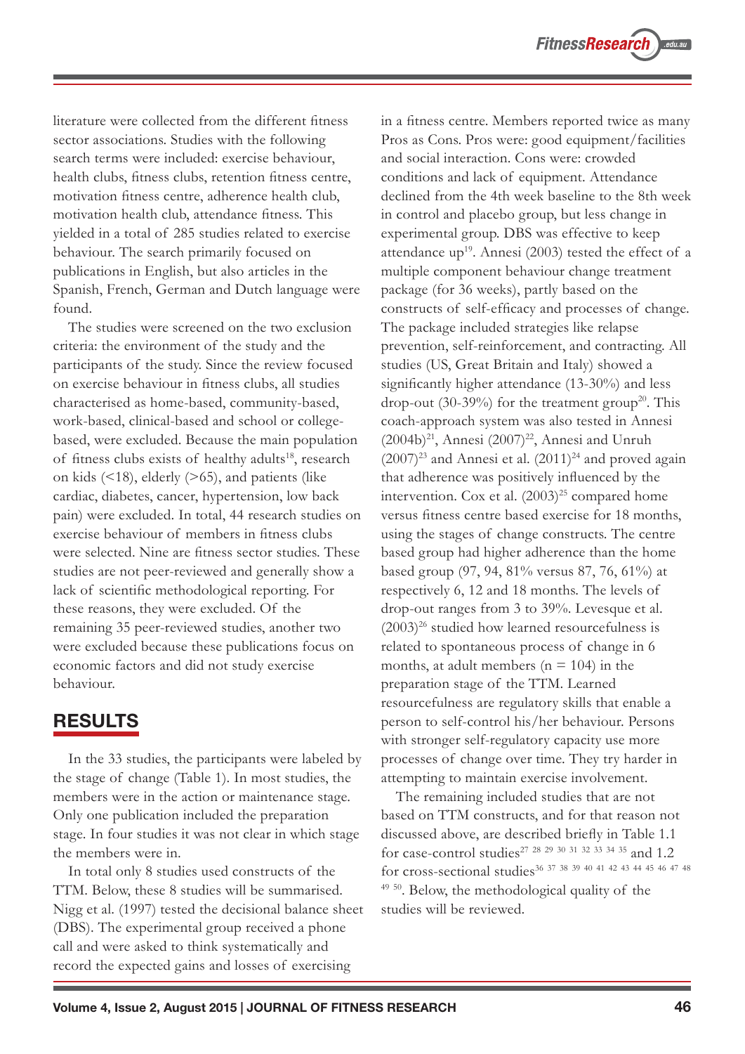literature were collected from the different fitness sector associations. Studies with the following search terms were included: exercise behaviour, health clubs, fitness clubs, retention fitness centre, motivation fitness centre, adherence health club, motivation health club, attendance fitness. This yielded in a total of 285 studies related to exercise behaviour. The search primarily focused on publications in English, but also articles in the Spanish, French, German and Dutch language were found.

The studies were screened on the two exclusion criteria: the environment of the study and the participants of the study. Since the review focused on exercise behaviour in fitness clubs, all studies characterised as home-based, community-based, work-based, clinical-based and school or college-based, were excluded. Because the main population of fitness clubs exists of healthy adults[18], research on kids (<18), elderly (>65), and patients (like cardiac, diabetes, cancer, hypertension, low back pain) were excluded. In total, 44 research studies on exercise behaviour of members in fitness clubs were selected. Nine are fitness sector studies. These studies are not peer-reviewed and generally show a lack of scientific methodological reporting. For these reasons, they were excluded. Of the remaining 35 peer-reviewed studies, another two were excluded because these publications focus on economic factors and did not study exercise behaviour.

## RESULTS

In the 33 studies, the participants were labeled by the stage of change (Table 1). In most studies, the members were in the action or maintenance stage. Only one publication included the preparation stage. In four studies it was not clear in which stage the members were in.

In total only 8 studies used constructs of the TTM. Below, these 8 studies will be summarised. Nigg et al. (1997) tested the decisional balance sheet (DBS). The experimental group received a phone call and were asked to think systematically and record the expected gains and losses of exercising in a fitness centre. Members reported twice as many Pros as Cons. Pros were: good equipment/facilities and social interaction. Cons were: crowded conditions and lack of equipment. Attendance declined from the 4th week baseline to the 8th week in control and placebo group, but less change in experimental group. DBS was effective to keep attendance up[19]. Annesi (2003) tested the effect of a multiple component behaviour change treatment package (for 36 weeks), partly based on the constructs of self-efficacy and processes of change. The package included strategies like relapse prevention, self-reinforcement, and contracting. All studies (US, Great Britain and Italy) showed a significantly higher attendance (13-30%) and less drop-out (30-39%) for the treatment group[20]. This coach-approach system was also tested in Annesi (2004b)[21], Annesi (2007)[22], Annesi and Unruh (2007)[23] and Annesi et al. (2011)[24] and proved again that adherence was positively influenced by the intervention. Cox et al. (2003)[25] compared home versus fitness centre based exercise for 18 months, using the stages of change constructs. The centre based group had higher adherence than the home based group (97, 94, 81% versus 87, 76, 61%) at respectively 6, 12 and 18 months. The levels of drop-out ranges from 3 to 39%. Levesque et al. (2003)[26] studied how learned resourcefulness is related to spontaneous process of change in 6 months, at adult members (n = 104) in the preparation stage of the TTM. Learned resourcefulness are regulatory skills that enable a person to self-control his/her behaviour. Persons with stronger self-regulatory capacity use more processes of change over time. They try harder in attempting to maintain exercise involvement.

The remaining included studies that are not based on TTM constructs, and for that reason not discussed above, are described briefly in Table 1.1 for case-control studies[27 28 29 30 31 32 33 34 35] and 1.2 for cross-sectional studies[36 37 38 39 40 41 42 43 44 45 46 47 48 49 50]. Below, the methodological quality of the studies will be reviewed.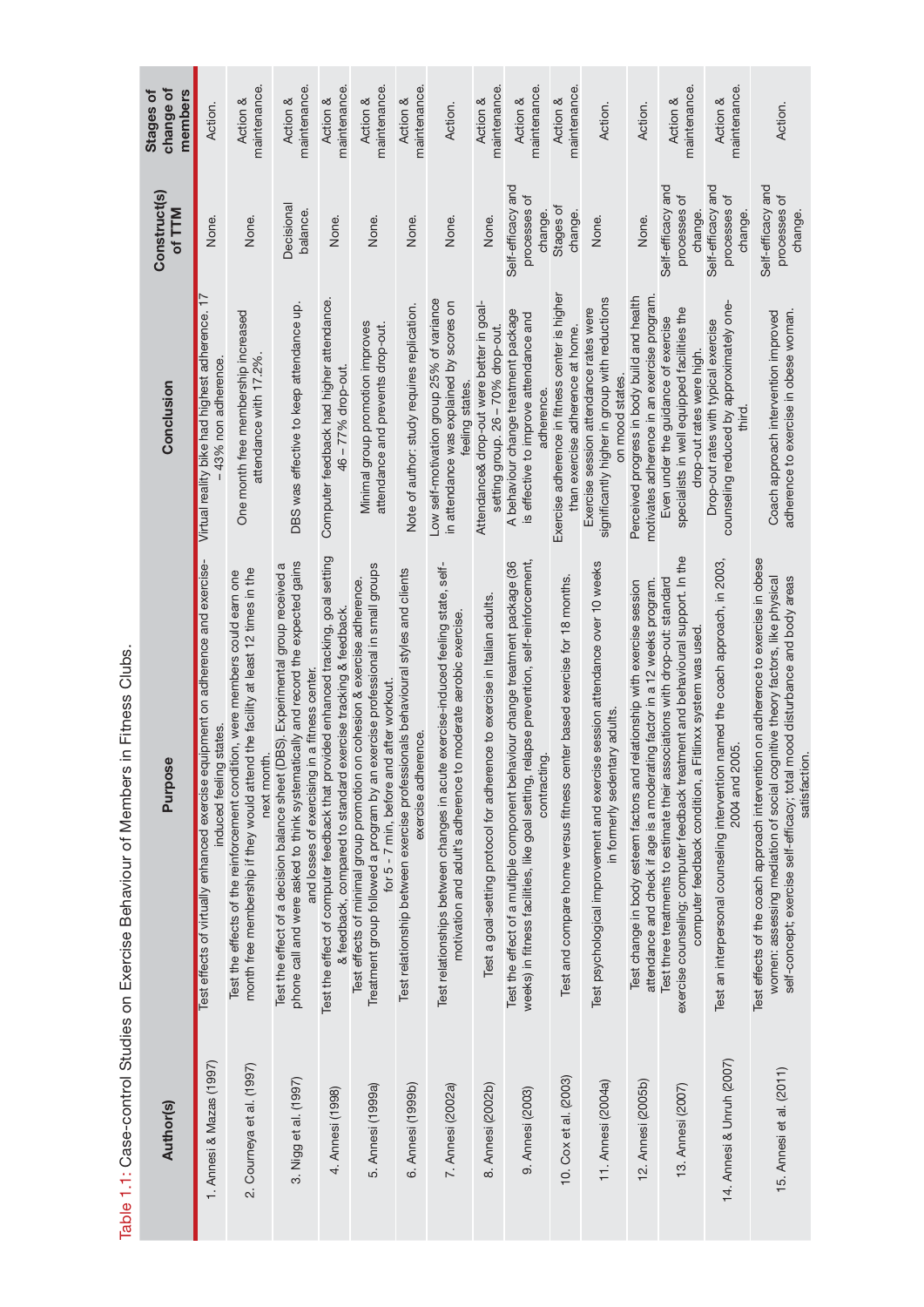Table 1.1: Case-control Studies on Exercise Behaviour of Members in Fitness Clubs.

| Author(s) | Purpose | Conclusion | Construct(s) of TTM | Stages of change of members |
|---|---|---|---|---|
| 1. Annesi & Mazas (1997) | Test effects of virtually enhanced exercise equipment on adherence and exercise-induced feeling states. | Virtual reality bike had highest adherence. 17 – 43% non adherence. | None. | Action. |
| 2. Courneya et al. (1997) | Test the effects of the reinforcement condition, were members could earn one month free membership if they would attend the facility at least 12 times in the next month. | One month free membership increased attendance with 17.2%. | None. | Action & maintenance. |
| 3. Nigg et al. (1997) | Test the effect of a decision balance sheet (DBS). Experimental group received a phone call and were asked to think systematically and record the expected gains and losses of exercising in a fitness center. | DBS was effective to keep attendance up. | Decisional balance. | Action & maintenance. |
| 4. Annesi (1998) | Test the effect of computer feedback that provided enhanced tracking, goal setting & feedback, compared to standard exercise tracking & feedback. | Computer feedback had higher attendance. 46 – 77% drop-out. | None. | Action & maintenance. |
| 5. Annesi (1999a) | Test effects of minimal group promotion on cohesion & exercise adherence. Treatment group followed a program by an exercise professional in small groups for 5 - 7 min, before and after workout. | Minimal group promotion improves attendance and prevents drop-out. | None. | Action & maintenance. |
| 6. Annesi (1999b) | Test relationship between exercise professionals behavioural styles and clients exercise adherence. | Note of author: study requires replication. | None. | Action & maintenance. |
| 7. Annesi (2002a) | Test relationships between changes in acute exercise-induced feeling state, self-motivation and adult's adherence to moderate aerobic exercise. | Low self-motivation group 25% of variance in attendance was explained by scores on feeling states. | None. | Action. |
| 8. Annesi (2002b) | Test a goal-setting protocol for adherence to exercise in Italian adults. | Attendance& drop-out were better in goal-setting group. 26 – 70% drop-out. | None. | Action & maintenance. |
| 9. Annesi (2003) | Test the effect of a multiple component behaviour change treatment package (36 weeks) in fitness facilities, like goal setting, relapse prevention, self-reinforcement, contracting. | A behaviour change treatment package is effective to improve attendance and adherence. | Self-efficacy and processes of change. | Action & maintenance. |
| 10. Cox et al. (2003) | Test and compare home versus fitness center based exercise for 18 months. | Exercise adherence in fitness center is higher than exercise adherence at home. | Stages of change. | Action & maintenance. |
| 11. Annesi (2004a) | Test psychological improvement and exercise session attendance over 10 weeks in formerly sedentary adults. | Exercise session attendance rates were significantly higher in group with reductions on mood states. | None. | Action. |
| 12. Annesi (2005b) | Test change in body esteem factors and relationship with exercise session attendance and check if age is a moderating factor in a 12 weeks program. | Perceived progress in body build and health motivates adherence in an exercise program. | None. | Action. |
| 13. Annesi (2007) | Test three treatments to estimate their associations with drop-out: standard exercise counseling; computer feedback treatment and behavioural support. In the computer feedback condition, a Fitlinxx system was used. | Even under the guidance of exercise specialists in well equipped facilities the drop-out rates were high. | Self-efficacy and processes of change. | Action & maintenance. |
| 14. Annesi & Unruh (2007) | Test an interpersonal counseling intervention named the coach approach, in 2003, 2004 and 2005. | Drop-out rates with typical exercise counseling reduced by approximately one-third. | Self-efficacy and processes of change. | Action & maintenance. |
| 15. Annesi et al. (2011) | Test effects of the coach approach intervention on adherence to exercise in obese women: assessing mediation of social cognitive theory factors, like physical self-concept; exercise self-efficacy; total mood disturbance and body areas satisfaction. | Coach approach intervention improved adherence to exercise in obese woman. | Self-efficacy and processes of change. | Action. |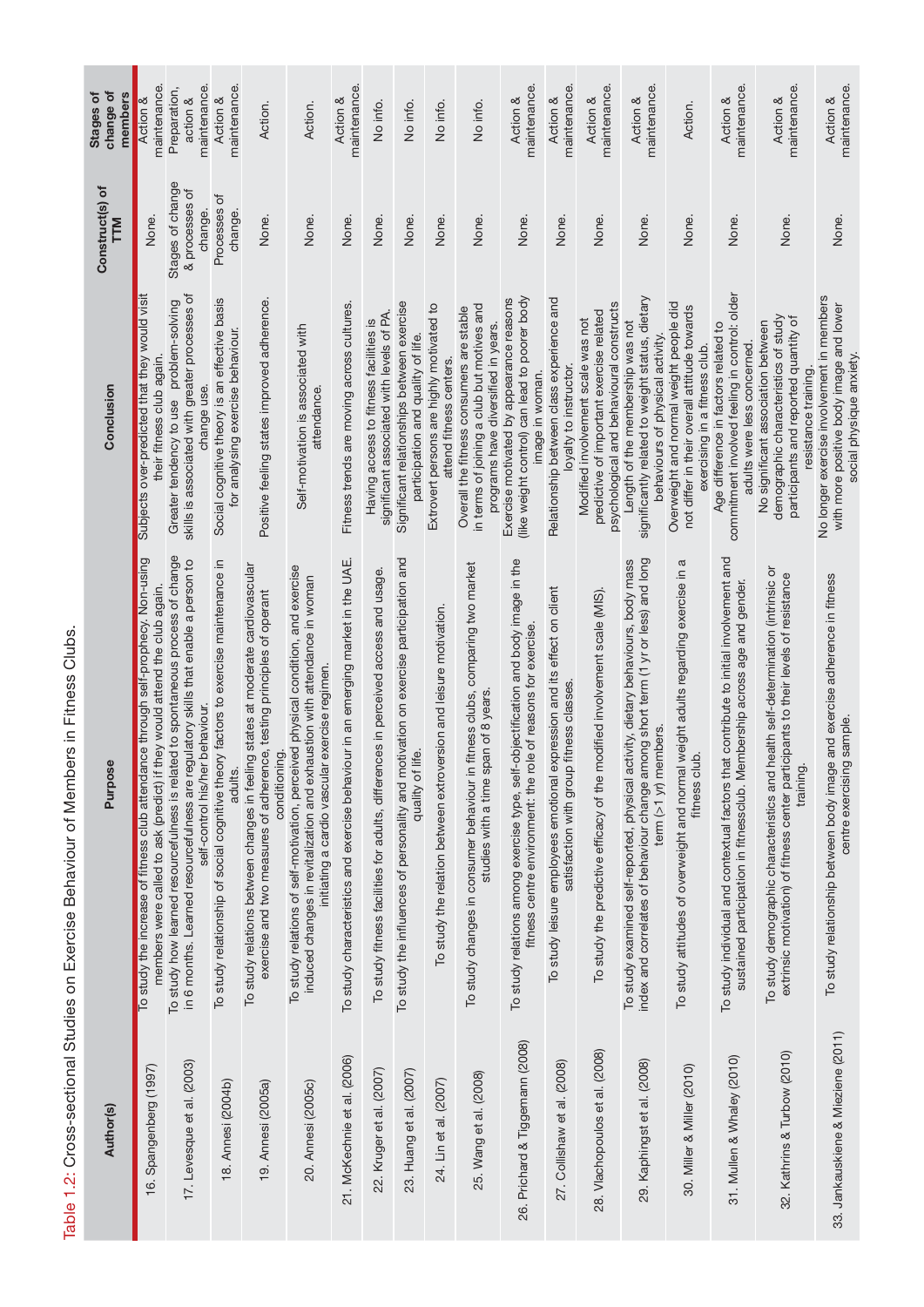Table 1.2: Cross-sectional Studies on Exercise Behaviour of Members in Fitness Clubs.

| Author(s) | Purpose | Conclusion | Construct(s) of TTM | Stages of change of members |
|---|---|---|---|---|
| 16. Spangenberg (1997) | To study the increase of fitness club attendance through self-prophecy. Non-using members were called to ask (predict) if they would attend the club again. | Subjects over-predicted that they would visit their fitness club again. | None. | Action & maintenance. |
| 17. Levesque et al. (2003) | To study how learned resourcefulness is related to spontaneous process of change in 6 months. Learned resourcefulness are regulatory skills that enable a person to self-control his/her behaviour. | Greater tendency to use problem-solving skills is associated with greater processes of change use. | Stages of change & processes of change. | Preparation, action & maintenance. |
| 18. Annesi (2004b) | To study relationship of social cognitive theory factors to exercise maintenance in adults. | Social cognitive theory is an effective basis for analysing exercise behaviour. | Processes of change. | Action & maintenance. |
| 19. Annesi (2005a) | To study relations between changes in feeling states at moderate cardiovascular exercise and two measures of adherence, testing principles of operant conditioning. | Positive feeling states improved adherence. | None. | Action. |
| 20. Annesi (2005c) | To study relations of self-motivation, perceived physical condition, and exercise induced changes in revitalization and exhaustion with attendance in woman initiating a cardio vascular exercise regimen. | Self-motivation is associated with attendance. | None. | Action. |
| 21. McKechnie et al. (2006) | To study characteristics and exercise behaviour in an emerging market in the UAE. | Fitness trends are moving across cultures. | None. | Action & maintenance. |
| 22. Kruger et al. (2007) | To study fitness facilities for adults, differences in perceived access and usage. | Having access to fitness facilities is significant associated with levels of PA. | None. | No info. |
| 23. Huang et al. (2007) | To study the influences of personality and motivation on exercise participation and quality of life. | Significant relationships between exercise participation and quality of life. | None. | No info. |
| 24. Lin et al. (2007) | To study the relation between extroversion and leisure motivation. | Extrovert persons are highly motivated to attend fitness centers. | None. | No info. |
| 25. Wang et al. (2008) | To study changes in consumer behaviour in fitness clubs, comparing two market studies with a time span of 8 years. | Overall the fitness consumers are stable in terms of joining a club but motives and programs have diversified in years. | None. | No info. |
| 26. Prichard & Tiggemann (2008) | To study relations among exercise type, self-objectification and body image in the fitness centre environment: the role of reasons for exercise. | Exercise motivated by appearance reasons (like weight control) can lead to poorer body image in woman. | None. | Action & maintenance. |
| 27. Collishaw et al. (2008) | To study leisure employees emotional expression and its effect on client satisfaction with group fitness classes. | Relationship between class experience and loyalty to instructor. | None. | Action & maintenance. |
| 28. Vlachopoulos et al. (2008) | To study the predictive efficacy of the modified involvement scale (MIS). | Modified involvement scale was not predictive of important exercise related psychological and behavioural constructs | None. | Action & maintenance. |
| 29. Kaphingst et al. (2008) | To study examined self-reported, physical activity, dietary behaviours, body mass index and correlates of behaviour change among short term (1 yr or less) and long term (>1 yr) members. | Length of the membership was not significantly related to weight status, dietary behaviours of physical activity. | None. | Action & maintenance. |
| 30. Miller & Miller (2010) | To study attitudes of overweight and normal weight adults regarding exercise in a fitness club. | Overweight and normal weight people did not differ in their overall attitude towards exercising in a fitness club. | None. | Action. |
| 31. Mullen & Whaley (2010) | To study individual and contextual factors that contribute to initial involvement and sustained participation in fitnessclub. Membership across age and gender. | Age difference in factors related to commitment involved feeling in control: older adults were less concerned. | None. | Action & maintenance. |
| 32. Kathrins & Turbow (2010) | To study demographic characteristics and health self-determination (intrinsic or extrinsic motivation) of fitness center participants to their levels of resistance training. | No significant association between demographic characteristics of study participants and reported quantity of resistance training. | None. | Action & maintenance. |
| 33. Jankauskiene & Mieziene (2011) | To study relationship between body image and exercise adherence in fitness centre exercising sample. | No longer exercise involvement in members with more positive body image and lower social physique anxiety. | None. | Action & maintenance. |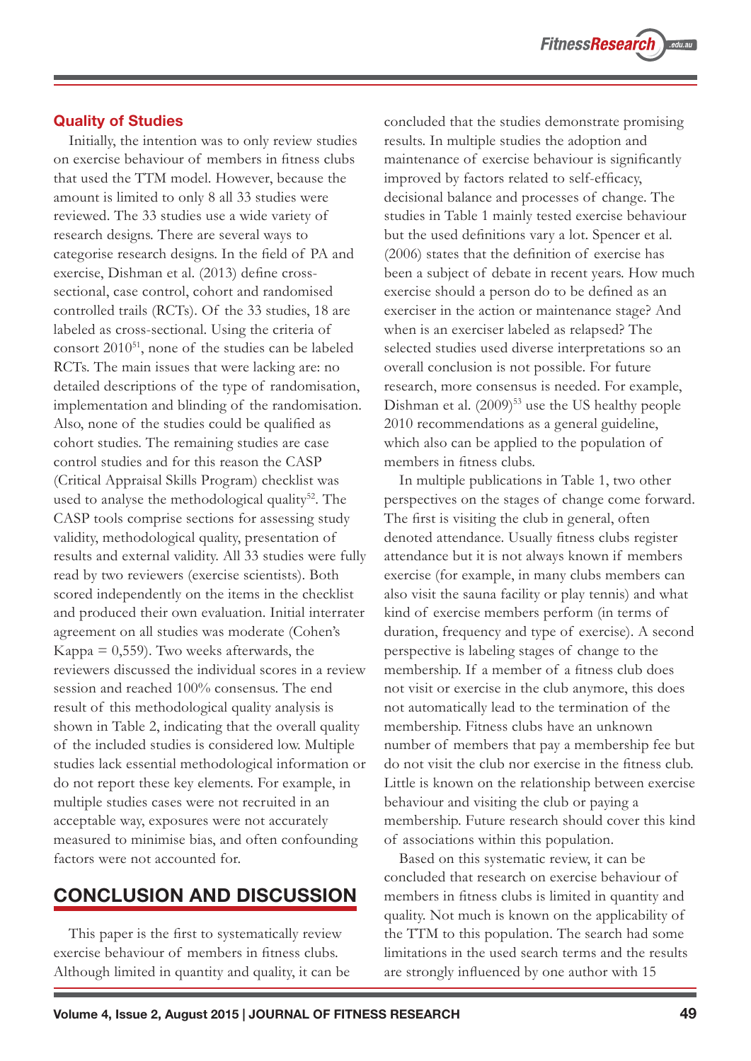### Quality of Studies

Initially, the intention was to only review studies on exercise behaviour of members in fitness clubs that used the TTM model. However, because the amount is limited to only 8 all 33 studies were reviewed. The 33 studies use a wide variety of research designs. There are several ways to categorise research designs. In the field of PA and exercise, Dishman et al. (2013) define cross-sectional, case control, cohort and randomised controlled trails (RCTs). Of the 33 studies, 18 are labeled as cross-sectional. Using the criteria of consort 2010[51], none of the studies can be labeled RCTs. The main issues that were lacking are: no detailed descriptions of the type of randomisation, implementation and blinding of the randomisation. Also, none of the studies could be qualified as cohort studies. The remaining studies are case control studies and for this reason the CASP (Critical Appraisal Skills Program) checklist was used to analyse the methodological quality[52]. The CASP tools comprise sections for assessing study validity, methodological quality, presentation of results and external validity. All 33 studies were fully read by two reviewers (exercise scientists). Both scored independently on the items in the checklist and produced their own evaluation. Initial interrater agreement on all studies was moderate (Cohen's Kappa = 0,559). Two weeks afterwards, the reviewers discussed the individual scores in a review session and reached 100% consensus. The end result of this methodological quality analysis is shown in Table 2, indicating that the overall quality of the included studies is considered low. Multiple studies lack essential methodological information or do not report these key elements. For example, in multiple studies cases were not recruited in an acceptable way, exposures were not accurately measured to minimise bias, and often confounding factors were not accounted for.

## CONCLUSION AND DISCUSSION

This paper is the first to systematically review exercise behaviour of members in fitness clubs. Although limited in quantity and quality, it can be concluded that the studies demonstrate promising results. In multiple studies the adoption and maintenance of exercise behaviour is significantly improved by factors related to self-efficacy, decisional balance and processes of change. The studies in Table 1 mainly tested exercise behaviour but the used definitions vary a lot. Spencer et al. (2006) states that the definition of exercise has been a subject of debate in recent years. How much exercise should a person do to be defined as an exerciser in the action or maintenance stage? And when is an exerciser labeled as relapsed? The selected studies used diverse interpretations so an overall conclusion is not possible. For future research, more consensus is needed. For example, Dishman et al. (2009)[53] use the US healthy people 2010 recommendations as a general guideline, which also can be applied to the population of members in fitness clubs.

In multiple publications in Table 1, two other perspectives on the stages of change come forward. The first is visiting the club in general, often denoted attendance. Usually fitness clubs register attendance but it is not always known if members exercise (for example, in many clubs members can also visit the sauna facility or play tennis) and what kind of exercise members perform (in terms of duration, frequency and type of exercise). A second perspective is labeling stages of change to the membership. If a member of a fitness club does not visit or exercise in the club anymore, this does not automatically lead to the termination of the membership. Fitness clubs have an unknown number of members that pay a membership fee but do not visit the club nor exercise in the fitness club. Little is known on the relationship between exercise behaviour and visiting the club or paying a membership. Future research should cover this kind of associations within this population.

Based on this systematic review, it can be concluded that research on exercise behaviour of members in fitness clubs is limited in quantity and quality. Not much is known on the applicability of the TTM to this population. The search had some limitations in the used search terms and the results are strongly influenced by one author with 15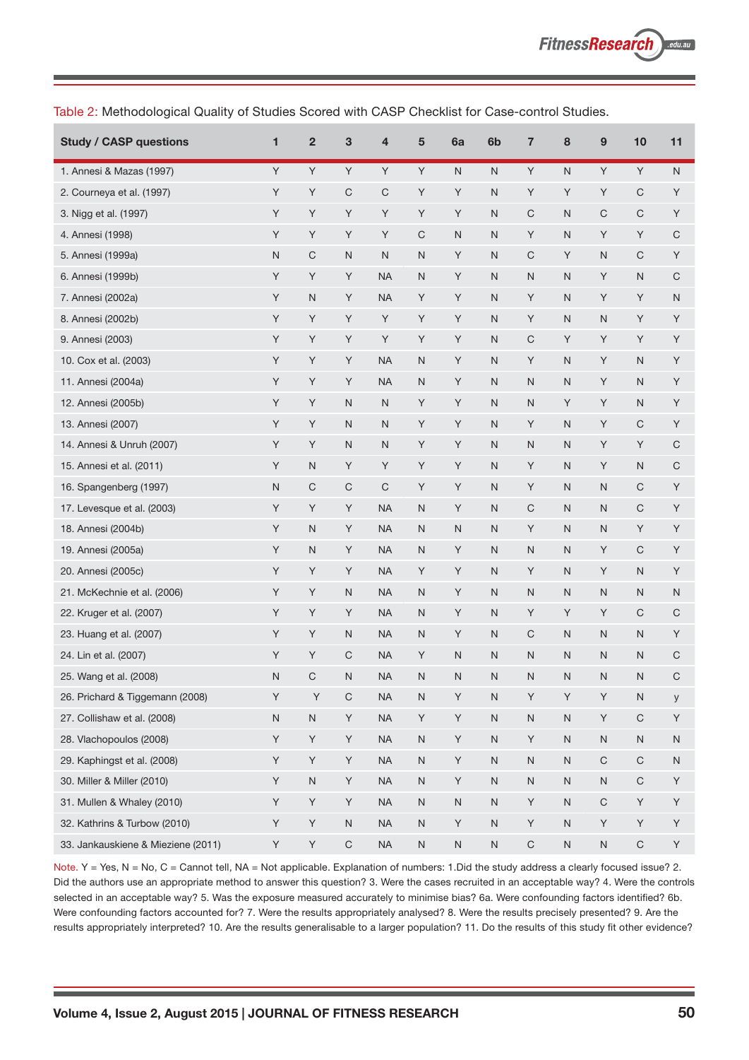Table 2: Methodological Quality of Studies Scored with CASP Checklist for Case-control Studies.

| Study / CASP questions | 1 | 2 | 3 | 4 | 5 | 6a | 6b | 7 | 8 | 9 | 10 | 11 |
|---|---|---|---|---|---|---|---|---|---|---|---|---|
| 1. Annesi & Mazas (1997) | Y | Y | Y | Y | Y | N | N | Y | N | Y | Y | N |
| 2. Courneya et al. (1997) | Y | Y | C | C | Y | Y | N | Y | Y | Y | C | Y |
| 3. Nigg et al. (1997) | Y | Y | Y | Y | Y | Y | N | C | N | C | C | Y |
| 4. Annesi (1998) | Y | Y | Y | Y | C | N | N | Y | N | Y | Y | C |
| 5. Annesi (1999a) | N | C | N | N | N | Y | N | C | Y | N | C | Y |
| 6. Annesi (1999b) | Y | Y | Y | NA | N | Y | N | N | N | Y | N | C |
| 7. Annesi (2002a) | Y | N | Y | NA | Y | Y | N | Y | N | Y | Y | N |
| 8. Annesi (2002b) | Y | Y | Y | Y | Y | Y | N | Y | N | N | Y | Y |
| 9. Annesi (2003) | Y | Y | Y | Y | Y | Y | N | C | Y | Y | Y | Y |
| 10. Cox et al. (2003) | Y | Y | Y | NA | N | Y | N | Y | N | Y | N | Y |
| 11. Annesi (2004a) | Y | Y | Y | NA | N | Y | N | N | N | Y | N | Y |
| 12. Annesi (2005b) | Y | Y | N | N | Y | Y | N | N | Y | Y | N | Y |
| 13. Annesi (2007) | Y | Y | N | N | Y | Y | N | Y | N | Y | C | Y |
| 14. Annesi & Unruh (2007) | Y | Y | N | N | Y | Y | N | N | N | Y | Y | C |
| 15. Annesi et al. (2011) | Y | N | Y | Y | Y | Y | N | Y | N | Y | N | C |
| 16. Spangenberg (1997) | N | C | C | C | Y | Y | N | Y | N | N | C | Y |
| 17. Levesque et al. (2003) | Y | Y | Y | NA | N | Y | N | C | N | N | C | Y |
| 18. Annesi (2004b) | Y | N | Y | NA | N | N | N | Y | N | N | Y | Y |
| 19. Annesi (2005a) | Y | N | Y | NA | N | Y | N | N | N | Y | C | Y |
| 20. Annesi (2005c) | Y | Y | Y | NA | Y | Y | N | Y | N | Y | N | Y |
| 21. McKechnie et al. (2006) | Y | Y | N | NA | N | Y | N | N | N | N | N | N |
| 22. Kruger et al. (2007) | Y | Y | Y | NA | N | Y | N | Y | Y | Y | C | C |
| 23. Huang et al. (2007) | Y | Y | N | NA | N | Y | N | C | N | N | N | Y |
| 24. Lin et al. (2007) | Y | Y | C | NA | Y | N | N | N | N | N | N | C |
| 25. Wang et al. (2008) | N | C | N | NA | N | N | N | N | N | N | N | C |
| 26. Prichard & Tiggemann (2008) | Y | Y | C | NA | N | Y | N | Y | Y | Y | N | y |
| 27. Collishaw et al. (2008) | N | N | Y | NA | Y | Y | N | N | N | Y | C | Y |
| 28. Vlachopoulos (2008) | Y | Y | Y | NA | N | Y | N | Y | N | N | N | N |
| 29. Kaphingst et al. (2008) | Y | Y | Y | NA | N | Y | N | N | N | C | C | N |
| 30. Miller & Miller (2010) | Y | N | Y | NA | N | Y | N | N | N | N | C | Y |
| 31. Mullen & Whaley (2010) | Y | Y | Y | NA | N | N | N | Y | N | C | Y | Y |
| 32. Kathrins & Turbow (2010) | Y | Y | N | NA | N | Y | N | Y | N | Y | Y | Y |
| 33. Jankauskiene & Mieziene (2011) | Y | Y | C | NA | N | N | N | C | N | N | C | Y |

Note. Y = Yes, N = No, C = Cannot tell, NA = Not applicable. Explanation of numbers: 1.Did the study address a clearly focused issue? 2. Did the authors use an appropriate method to answer this question? 3. Were the cases recruited in an acceptable way? 4. Were the controls selected in an acceptable way? 5. Was the exposure measured accurately to minimise bias? 6a. Were confounding factors identified? 6b. Were confounding factors accounted for? 7. Were the results appropriately analysed? 8. Were the results precisely presented? 9. Are the results appropriately interpreted? 10. Are the results generalisable to a larger population? 11. Do the results of this study fit other evidence?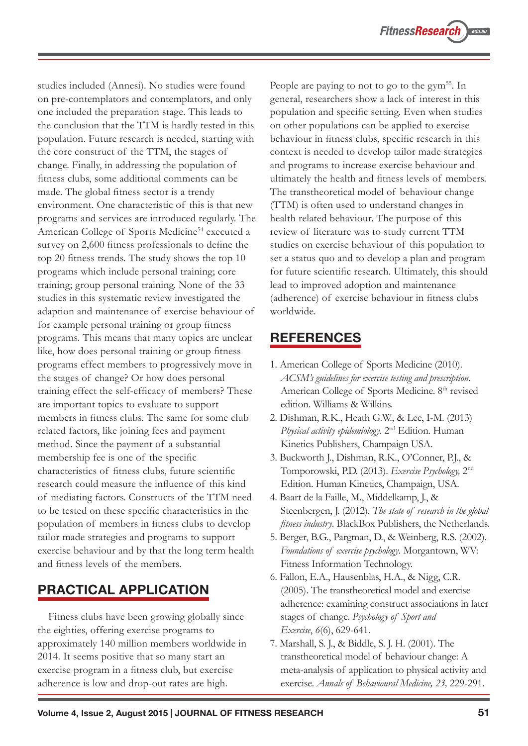studies included (Annesi). No studies were found on pre-contemplators and contemplators, and only one included the preparation stage. This leads to the conclusion that the TTM is hardly tested in this population. Future research is needed, starting with the core construct of the TTM, the stages of change. Finally, in addressing the population of fitness clubs, some additional comments can be made. The global fitness sector is a trendy environment. One characteristic of this is that new programs and services are introduced regularly. The American College of Sports Medicine[54] executed a survey on 2,600 fitness professionals to define the top 20 fitness trends. The study shows the top 10 programs which include personal training; core training; group personal training. None of the 33 studies in this systematic review investigated the adaption and maintenance of exercise behaviour of for example personal training or group fitness programs. This means that many topics are unclear like, how does personal training or group fitness programs effect members to progressively move in the stages of change? Or how does personal training effect the self-efficacy of members? These are important topics to evaluate to support members in fitness clubs. The same for some club related factors, like joining fees and payment method. Since the payment of a substantial membership fee is one of the specific characteristics of fitness clubs, future scientific research could measure the influence of this kind of mediating factors. Constructs of the TTM need to be tested on these specific characteristics in the population of members in fitness clubs to develop tailor made strategies and programs to support exercise behaviour and by that the long term health and fitness levels of the members.

## PRACTICAL APPLICATION

Fitness clubs have been growing globally since the eighties, offering exercise programs to approximately 140 million members worldwide in 2014. It seems positive that so many start an exercise program in a fitness club, but exercise adherence is low and drop-out rates are high. People are paying to not to go to the gym[55]. In general, researchers show a lack of interest in this population and specific setting. Even when studies on other populations can be applied to exercise behaviour in fitness clubs, specific research in this context is needed to develop tailor made strategies and programs to increase exercise behaviour and ultimately the health and fitness levels of members. The transtheoretical model of behaviour change (TTM) is often used to understand changes in health related behaviour. The purpose of this review of literature was to study current TTM studies on exercise behaviour of this population to set a status quo and to develop a plan and program for future scientific research. Ultimately, this should lead to improved adoption and maintenance (adherence) of exercise behaviour in fitness clubs worldwide.

## REFERENCES

1. American College of Sports Medicine (2010). *ACSM's guidelines for exercise testing and prescription*. American College of Sports Medicine. 8th revised edition. Williams & Wilkins.
2. Dishman, R.K., Heath G.W., & Lee, I-M. (2013) *Physical activity epidemiology*. 2nd Edition. Human Kinetics Publishers, Champaign USA.
3. Buckworth J., Dishman, R.K., O'Conner, P.J., & Tomporowski, P.D. (2013). *Exercise Psychology,* 2nd Edition. Human Kinetics, Champaign, USA.
4. Baart de la Faille, M., Middelkamp, J., & Steenbergen, J. (2012). *The state of research in the global fitness industry*. BlackBox Publishers, the Netherlands.
5. Berger, B.G., Pargman, D., & Weinberg, R.S. (2002). *Foundations of exercise psychology*. Morgantown, WV: Fitness Information Technology.
6. Fallon, E.A., Hausenblas, H.A., & Nigg, C.R. (2005). The transtheoretical model and exercise adherence: examining construct associations in later stages of change. *Psychology of Sport and Exercise*, *6*(6), 629-641.
7. Marshall, S. J., & Biddle, S. J. H. (2001). The transtheoretical model of behaviour change: A meta-analysis of application to physical activity and exercise. *Annals of Behavioural Medicine, 23,* 229-291.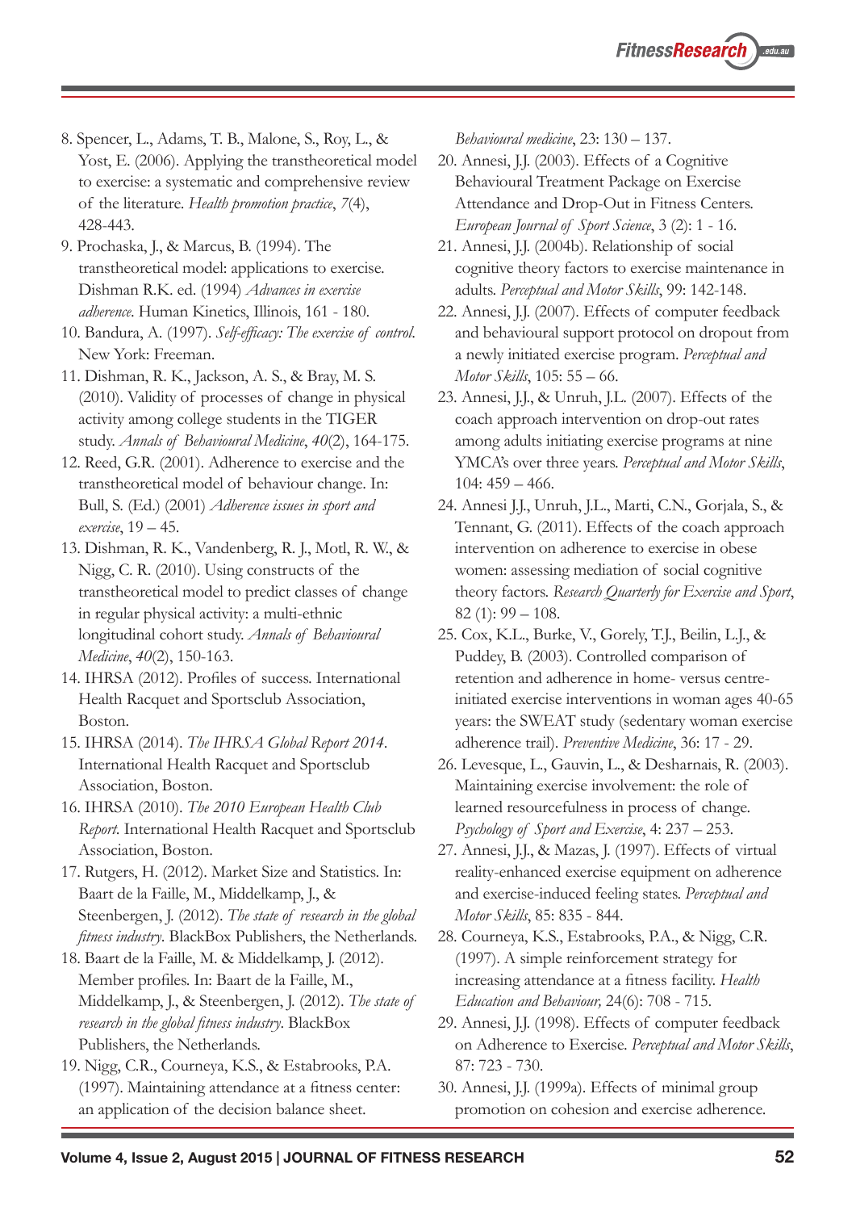8. Spencer, L., Adams, T. B., Malone, S., Roy, L., & Yost, E. (2006). Applying the transtheoretical model to exercise: a systematic and comprehensive review of the literature. *Health promotion practice*, *7*(4), 428-443.
9. Prochaska, J., & Marcus, B. (1994). The transtheoretical model: applications to exercise. Dishman R.K. ed. (1994) *Advances in exercise adherence*. Human Kinetics, Illinois, 161 - 180.
10. Bandura, A. (1997). *Self-efficacy: The exercise of control*. New York: Freeman.
11. Dishman, R. K., Jackson, A. S., & Bray, M. S. (2010). Validity of processes of change in physical activity among college students in the TIGER study. *Annals of Behavioural Medicine*, *40*(2), 164-175.
12. Reed, G.R. (2001). Adherence to exercise and the transtheoretical model of behaviour change. In: Bull, S. (Ed.) (2001) *Adherence issues in sport and exercise*, 19 – 45.
13. Dishman, R. K., Vandenberg, R. J., Motl, R. W., & Nigg, C. R. (2010). Using constructs of the transtheoretical model to predict classes of change in regular physical activity: a multi-ethnic longitudinal cohort study. *Annals of Behavioural Medicine*, *40*(2), 150-163.
14. IHRSA (2012). Profiles of success. International Health Racquet and Sportsclub Association, Boston.
15. IHRSA (2014). *The IHRSA Global Report 2014*. International Health Racquet and Sportsclub Association, Boston.
16. IHRSA (2010). *The 2010 European Health Club Report*. International Health Racquet and Sportsclub Association, Boston.
17. Rutgers, H. (2012). Market Size and Statistics. In: Baart de la Faille, M., Middelkamp, J., & Steenbergen, J. (2012). *The state of research in the global fitness industry*. BlackBox Publishers, the Netherlands.
18. Baart de la Faille, M. & Middelkamp, J. (2012). Member profiles. In: Baart de la Faille, M., Middelkamp, J., & Steenbergen, J. (2012). *The state of research in the global fitness industry*. BlackBox Publishers, the Netherlands.
19. Nigg, C.R., Courneya, K.S., & Estabrooks, P.A. (1997). Maintaining attendance at a fitness center: an application of the decision balance sheet. *Behavioural medicine*, 23: 130 – 137.
20. Annesi, J.J. (2003). Effects of a Cognitive Behavioural Treatment Package on Exercise Attendance and Drop-Out in Fitness Centers. *European Journal of Sport Science*, 3 (2): 1 - 16.
21. Annesi, J.J. (2004b). Relationship of social cognitive theory factors to exercise maintenance in adults. *Perceptual and Motor Skills*, 99: 142-148.
22. Annesi, J.J. (2007). Effects of computer feedback and behavioural support protocol on dropout from a newly initiated exercise program. *Perceptual and Motor Skills*, 105: 55 – 66.
23. Annesi, J.J., & Unruh, J.L. (2007). Effects of the coach approach intervention on drop-out rates among adults initiating exercise programs at nine YMCA's over three years. *Perceptual and Motor Skills*, 104: 459 – 466.
24. Annesi J.J., Unruh, J.L., Marti, C.N., Gorjala, S., & Tennant, G. (2011). Effects of the coach approach intervention on adherence to exercise in obese women: assessing mediation of social cognitive theory factors. *Research Quarterly for Exercise and Sport*, 82 (1): 99 – 108.
25. Cox, K.L., Burke, V., Gorely, T.J., Beilin, L.J., & Puddey, B. (2003). Controlled comparison of retention and adherence in home- versus centre-initiated exercise interventions in woman ages 40-65 years: the SWEAT study (sedentary woman exercise adherence trail). *Preventive Medicine*, 36: 17 - 29.
26. Levesque, L., Gauvin, L., & Desharnais, R. (2003). Maintaining exercise involvement: the role of learned resourcefulness in process of change. *Psychology of Sport and Exercise*, 4: 237 – 253.
27. Annesi, J.J., & Mazas, J. (1997). Effects of virtual reality-enhanced exercise equipment on adherence and exercise-induced feeling states. *Perceptual and Motor Skills*, 85: 835 - 844.
28. Courneya, K.S., Estabrooks, P.A., & Nigg, C.R. (1997). A simple reinforcement strategy for increasing attendance at a fitness facility. *Health Education and Behaviour,* 24(6): 708 - 715.
29. Annesi, J.J. (1998). Effects of computer feedback on Adherence to Exercise. *Perceptual and Motor Skills*, 87: 723 - 730.
30. Annesi, J.J. (1999a). Effects of minimal group promotion on cohesion and exercise adherence.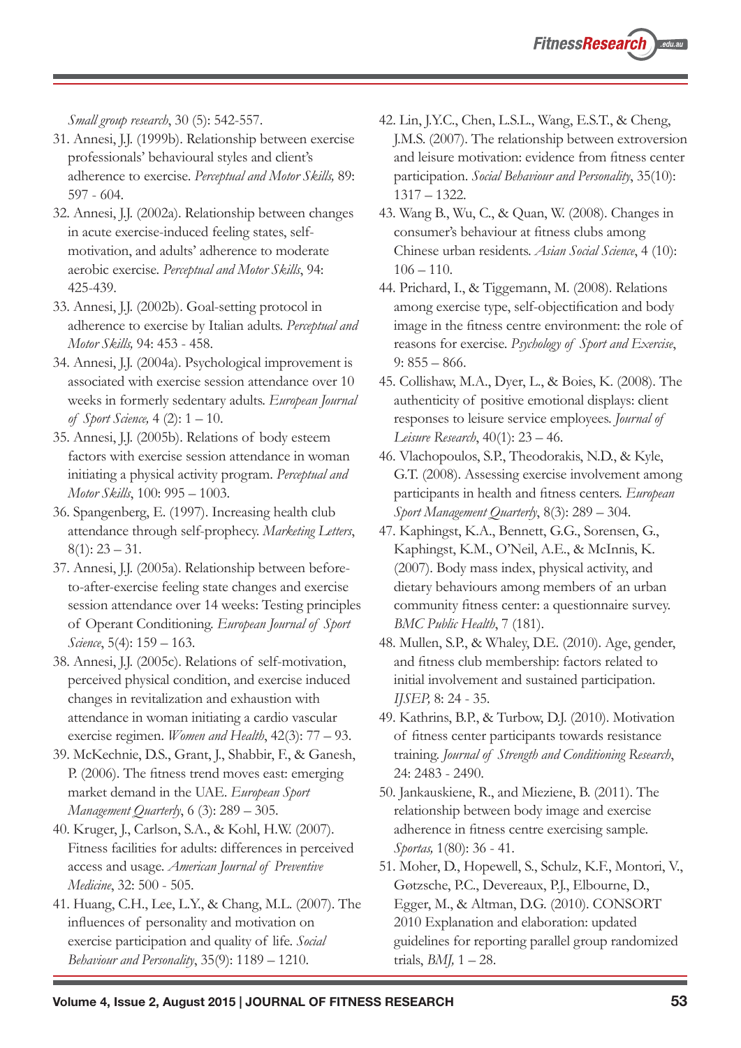*Small group research*, 30 (5): 542-557.

31. Annesi, J.J. (1999b). Relationship between exercise professionals' behavioural styles and client's adherence to exercise. *Perceptual and Motor Skills,* 89: 597 - 604.
32. Annesi, J.J. (2002a). Relationship between changes in acute exercise-induced feeling states, self-motivation, and adults' adherence to moderate aerobic exercise. *Perceptual and Motor Skills*, 94: 425-439.
33. Annesi, J.J. (2002b). Goal-setting protocol in adherence to exercise by Italian adults. *Perceptual and Motor Skills,* 94: 453 - 458.
34. Annesi, J.J. (2004a). Psychological improvement is associated with exercise session attendance over 10 weeks in formerly sedentary adults. *European Journal of Sport Science,* 4 (2): 1 – 10.
35. Annesi, J.J. (2005b). Relations of body esteem factors with exercise session attendance in woman initiating a physical activity program. *Perceptual and Motor Skills*, 100: 995 – 1003.
36. Spangenberg, E. (1997). Increasing health club attendance through self-prophecy. *Marketing Letters*, 8(1): 23 – 31.
37. Annesi, J.J. (2005a). Relationship between before-to-after-exercise feeling state changes and exercise session attendance over 14 weeks: Testing principles of Operant Conditioning. *European Journal of Sport Science*, 5(4): 159 – 163.
38. Annesi, J.J. (2005c). Relations of self-motivation, perceived physical condition, and exercise induced changes in revitalization and exhaustion with attendance in woman initiating a cardio vascular exercise regimen. *Women and Health*, 42(3): 77 – 93.
39. McKechnie, D.S., Grant, J., Shabbir, F., & Ganesh, P. (2006). The fitness trend moves east: emerging market demand in the UAE. *European Sport Management Quarterly*, 6 (3): 289 – 305.
40. Kruger, J., Carlson, S.A., & Kohl, H.W. (2007). Fitness facilities for adults: differences in perceived access and usage. *American Journal of Preventive Medicine*, 32: 500 - 505.
41. Huang, C.H., Lee, L.Y., & Chang, M.L. (2007). The influences of personality and motivation on exercise participation and quality of life. *Social Behaviour and Personality*, 35(9): 1189 – 1210.
42. Lin, J.Y.C., Chen, L.S.L., Wang, E.S.T., & Cheng, J.M.S. (2007). The relationship between extroversion and leisure motivation: evidence from fitness center participation. *Social Behaviour and Personality*, 35(10): 1317 – 1322.
43. Wang B., Wu, C., & Quan, W. (2008). Changes in consumer's behaviour at fitness clubs among Chinese urban residents. *Asian Social Science*, 4 (10): 106 – 110.
44. Prichard, I., & Tiggemann, M. (2008). Relations among exercise type, self-objectification and body image in the fitness centre environment: the role of reasons for exercise. *Psychology of Sport and Exercise*, 9: 855 – 866.
45. Collishaw, M.A., Dyer, L., & Boies, K. (2008). The authenticity of positive emotional displays: client responses to leisure service employees. *Journal of Leisure Research*, 40(1): 23 – 46.
46. Vlachopoulos, S.P., Theodorakis, N.D., & Kyle, G.T. (2008). Assessing exercise involvement among participants in health and fitness centers. *European Sport Management Quarterly*, 8(3): 289 – 304.
47. Kaphingst, K.A., Bennett, G.G., Sorensen, G., Kaphingst, K.M., O'Neil, A.E., & McInnis, K. (2007). Body mass index, physical activity, and dietary behaviours among members of an urban community fitness center: a questionnaire survey. *BMC Public Health*, 7 (181).
48. Mullen, S.P., & Whaley, D.E. (2010). Age, gender, and fitness club membership: factors related to initial involvement and sustained participation. *IJSEP,* 8: 24 - 35.
49. Kathrins, B.P., & Turbow, D.J. (2010). Motivation of fitness center participants towards resistance training. *Journal of Strength and Conditioning Research*, 24: 2483 - 2490.
50. Jankauskiene, R., and Mieziene, B. (2011). The relationship between body image and exercise adherence in fitness centre exercising sample. *Sportas,* 1(80): 36 - 41.
51. Moher, D., Hopewell, S., Schulz, K.F., Montori, V., Gøtzsche, P.C., Devereaux, P.J., Elbourne, D., Egger, M., & Altman, D.G. (2010). CONSORT 2010 Explanation and elaboration: updated guidelines for reporting parallel group randomized trials, *BMJ,* 1 – 28.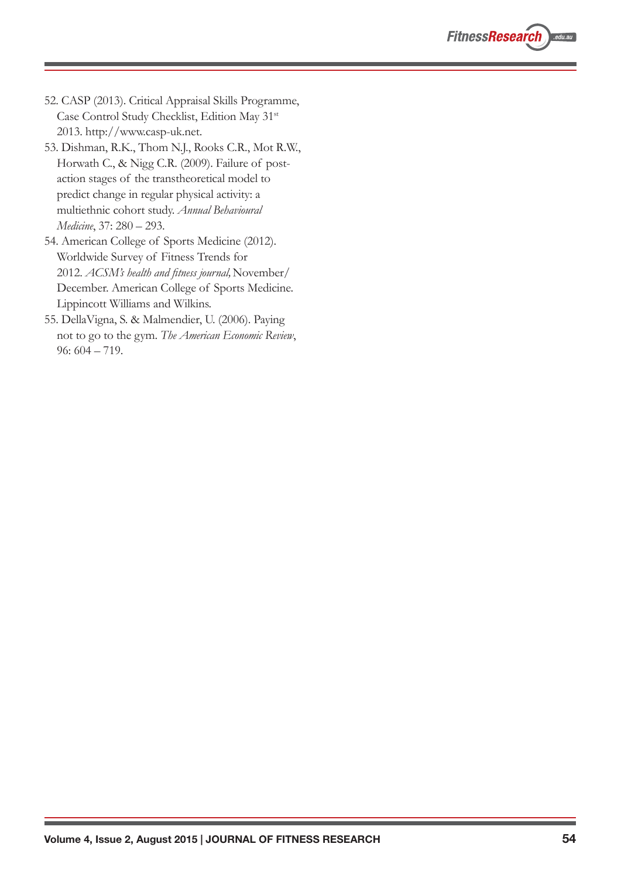52. CASP (2013). Critical Appraisal Skills Programme, Case Control Study Checklist, Edition May 31st 2013. http://www.casp-uk.net.
53. Dishman, R.K., Thom N.J., Rooks C.R., Mot R.W., Horwath C., & Nigg C.R. (2009). Failure of post-action stages of the transtheoretical model to predict change in regular physical activity: a multiethnic cohort study. *Annual Behavioural Medicine*, 37: 280 – 293.
54. American College of Sports Medicine (2012). Worldwide Survey of Fitness Trends for 2012. *ACSM's health and fitness journal,* November/ December. American College of Sports Medicine. Lippincott Williams and Wilkins.
55. DellaVigna, S. & Malmendier, U. (2006). Paying not to go to the gym. *The American Economic Review*, 96: 604 – 719.